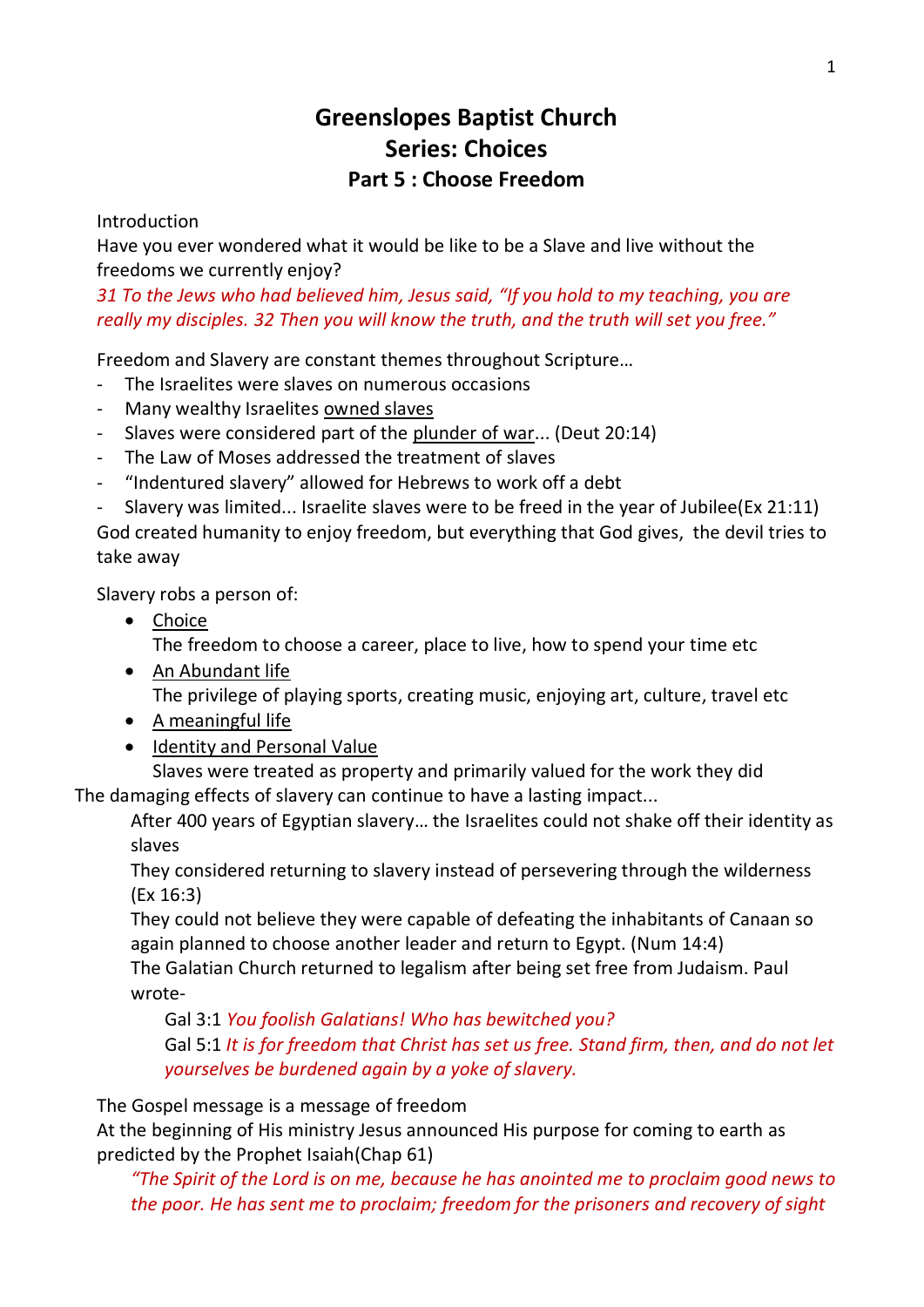# Greenslopes Baptist Church
## Series: Choices
### Part 5 : Choose Freedom

Introduction

Have you ever wondered what it would be like to be a Slave and live without the freedoms we currently enjoy?

*31 To the Jews who had believed him, Jesus said, "If you hold to my teaching, you are really my disciples. 32 Then you will know the truth, and the truth will set you free."*

Freedom and Slavery are constant themes throughout Scripture…

- The Israelites were slaves on numerous occasions
- Many wealthy Israelites owned slaves
- Slaves were considered part of the plunder of war... (Deut 20:14)
- The Law of Moses addressed the treatment of slaves
- "Indentured slavery" allowed for Hebrews to work off a debt
- Slavery was limited... Israelite slaves were to be freed in the year of Jubilee(Ex 21:11)

God created humanity to enjoy freedom, but everything that God gives, the devil tries to take away

Slavery robs a person of:

- Choice
  The freedom to choose a career, place to live, how to spend your time etc
- An Abundant life
  The privilege of playing sports, creating music, enjoying art, culture, travel etc
- A meaningful life
- Identity and Personal Value
  Slaves were treated as property and primarily valued for the work they did

The damaging effects of slavery can continue to have a lasting impact...

After 400 years of Egyptian slavery… the Israelites could not shake off their identity as slaves

They considered returning to slavery instead of persevering through the wilderness (Ex 16:3)

They could not believe they were capable of defeating the inhabitants of Canaan so again planned to choose another leader and return to Egypt. (Num 14:4)

The Galatian Church returned to legalism after being set free from Judaism. Paul wrote-

Gal 3:1 *You foolish Galatians! Who has bewitched you?*

Gal 5:1 *It is for freedom that Christ has set us free. Stand firm, then, and do not let yourselves be burdened again by a yoke of slavery.*

The Gospel message is a message of freedom

At the beginning of His ministry Jesus announced His purpose for coming to earth as predicted by the Prophet Isaiah(Chap 61)

*"The Spirit of the Lord is on me, because he has anointed me to proclaim good news to the poor. He has sent me to proclaim; freedom for the prisoners and recovery of sight*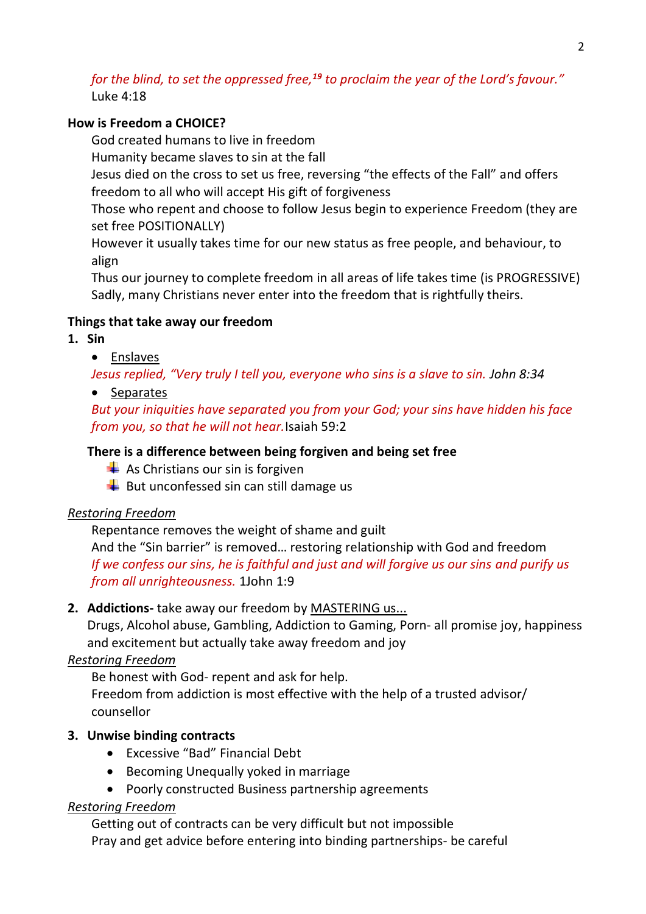*for the blind, to set the oppressed free,[19] to proclaim the year of the Lord's favour."*
Luke 4:18

**How is Freedom a CHOICE?**

God created humans to live in freedom
Humanity became slaves to sin at the fall
Jesus died on the cross to set us free, reversing "the effects of the Fall" and offers freedom to all who will accept His gift of forgiveness
Those who repent and choose to follow Jesus begin to experience Freedom (they are set free POSITIONALLY)
However it usually takes time for our new status as free people, and behaviour, to align
Thus our journey to complete freedom in all areas of life takes time (is PROGRESSIVE)
Sadly, many Christians never enter into the freedom that is rightfully theirs.

**Things that take away our freedom**

**1. Sin**

- Enslaves

*Jesus replied, "Very truly I tell you, everyone who sins is a slave to sin. John 8:34*

- Separates

*But your iniquities have separated you from your God; your sins have hidden his face from you, so that he will not hear.* Isaiah 59:2

**There is a difference between being forgiven and being set free**

- As Christians our sin is forgiven
- But unconfessed sin can still damage us

*Restoring Freedom*

Repentance removes the weight of shame and guilt
And the "Sin barrier" is removed… restoring relationship with God and freedom
*If we confess our sins, he is faithful and just and will forgive us our sins and purify us from all unrighteousness.* 1John 1:9

**2. Addictions-** take away our freedom by MASTERING us...
Drugs, Alcohol abuse, Gambling, Addiction to Gaming, Porn- all promise joy, happiness and excitement but actually take away freedom and joy

*Restoring Freedom*

Be honest with God- repent and ask for help.
Freedom from addiction is most effective with the help of a trusted advisor/ counsellor

**3. Unwise binding contracts**

- Excessive "Bad" Financial Debt
- Becoming Unequally yoked in marriage
- Poorly constructed Business partnership agreements

*Restoring Freedom*

Getting out of contracts can be very difficult but not impossible
Pray and get advice before entering into binding partnerships- be careful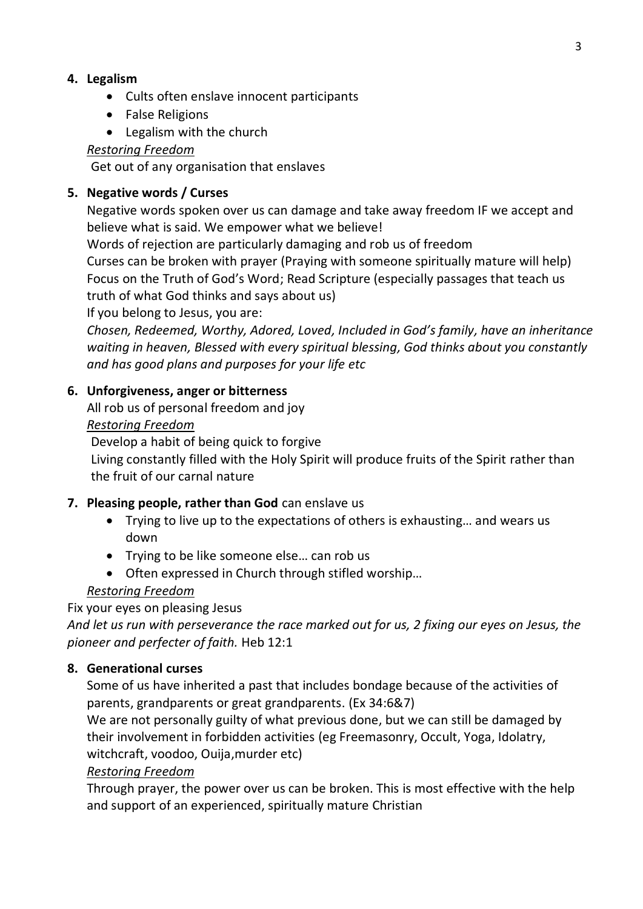**4. Legalism**

- Cults often enslave innocent participants
- False Religions
- Legalism with the church

*Restoring Freedom*

Get out of any organisation that enslaves

**5. Negative words / Curses**

Negative words spoken over us can damage and take away freedom IF we accept and believe what is said. We empower what we believe!

Words of rejection are particularly damaging and rob us of freedom

Curses can be broken with prayer (Praying with someone spiritually mature will help)

Focus on the Truth of God's Word; Read Scripture (especially passages that teach us truth of what God thinks and says about us)

If you belong to Jesus, you are:

*Chosen, Redeemed, Worthy, Adored, Loved, Included in God's family, have an inheritance waiting in heaven, Blessed with every spiritual blessing, God thinks about you constantly and has good plans and purposes for your life etc*

**6. Unforgiveness, anger or bitterness**

All rob us of personal freedom and joy

*Restoring Freedom*

Develop a habit of being quick to forgive

Living constantly filled with the Holy Spirit will produce fruits of the Spirit rather than the fruit of our carnal nature

**7. Pleasing people, rather than God** can enslave us

- Trying to live up to the expectations of others is exhausting… and wears us down
- Trying to be like someone else… can rob us
- Often expressed in Church through stifled worship…

*Restoring Freedom*

Fix your eyes on pleasing Jesus

*And let us run with perseverance the race marked out for us, 2 fixing our eyes on Jesus, the pioneer and perfecter of faith.* Heb 12:1

**8. Generational curses**

Some of us have inherited a past that includes bondage because of the activities of parents, grandparents or great grandparents. (Ex 34:6&7)

We are not personally guilty of what previous done, but we can still be damaged by their involvement in forbidden activities (eg Freemasonry, Occult, Yoga, Idolatry, witchcraft, voodoo, Ouija,murder etc)

*Restoring Freedom*

Through prayer, the power over us can be broken. This is most effective with the help and support of an experienced, spiritually mature Christian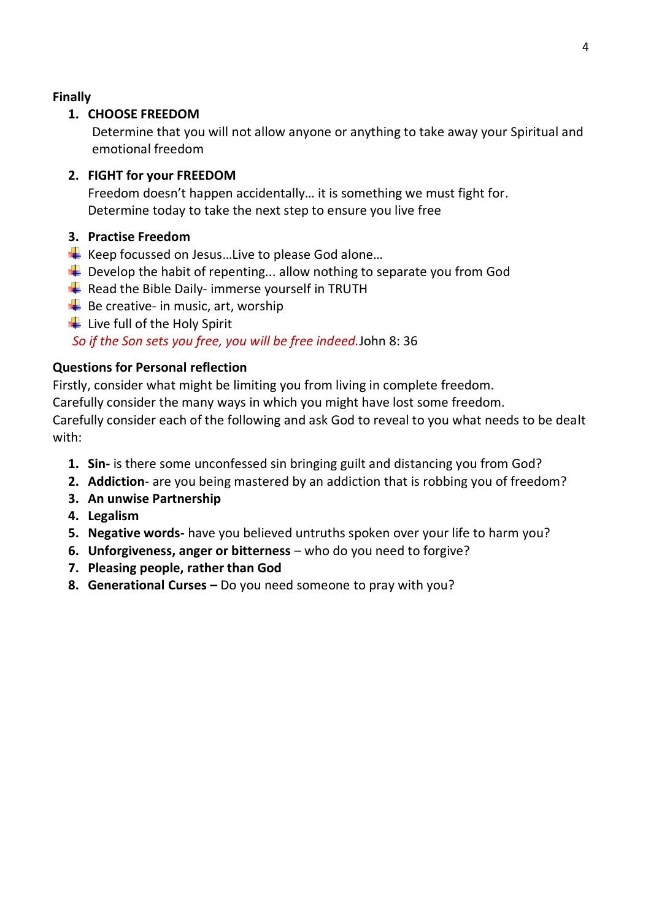**Finally**

1. **CHOOSE FREEDOM**
   Determine that you will not allow anyone or anything to take away your Spiritual and emotional freedom

2. **FIGHT for your FREEDOM**
   Freedom doesn't happen accidentally… it is something we must fight for.
   Determine today to take the next step to ensure you live free

3. **Practise Freedom**

- Keep focussed on Jesus…Live to please God alone…
- Develop the habit of repenting... allow nothing to separate you from God
- Read the Bible Daily- immerse yourself in TRUTH
- Be creative- in music, art, worship
- Live full of the Holy Spirit

*So if the Son sets you free, you will be free indeed.*John 8: 36

**Questions for Personal reflection**

Firstly, consider what might be limiting you from living in complete freedom.
Carefully consider the many ways in which you might have lost some freedom.
Carefully consider each of the following and ask God to reveal to you what needs to be dealt with:

1. **Sin-** is there some unconfessed sin bringing guilt and distancing you from God?
2. **Addiction**- are you being mastered by an addiction that is robbing you of freedom?
3. **An unwise Partnership**
4. **Legalism**
5. **Negative words-** have you believed untruths spoken over your life to harm you?
6. **Unforgiveness, anger or bitterness** – who do you need to forgive?
7. **Pleasing people, rather than God**
8. **Generational Curses –** Do you need someone to pray with you?